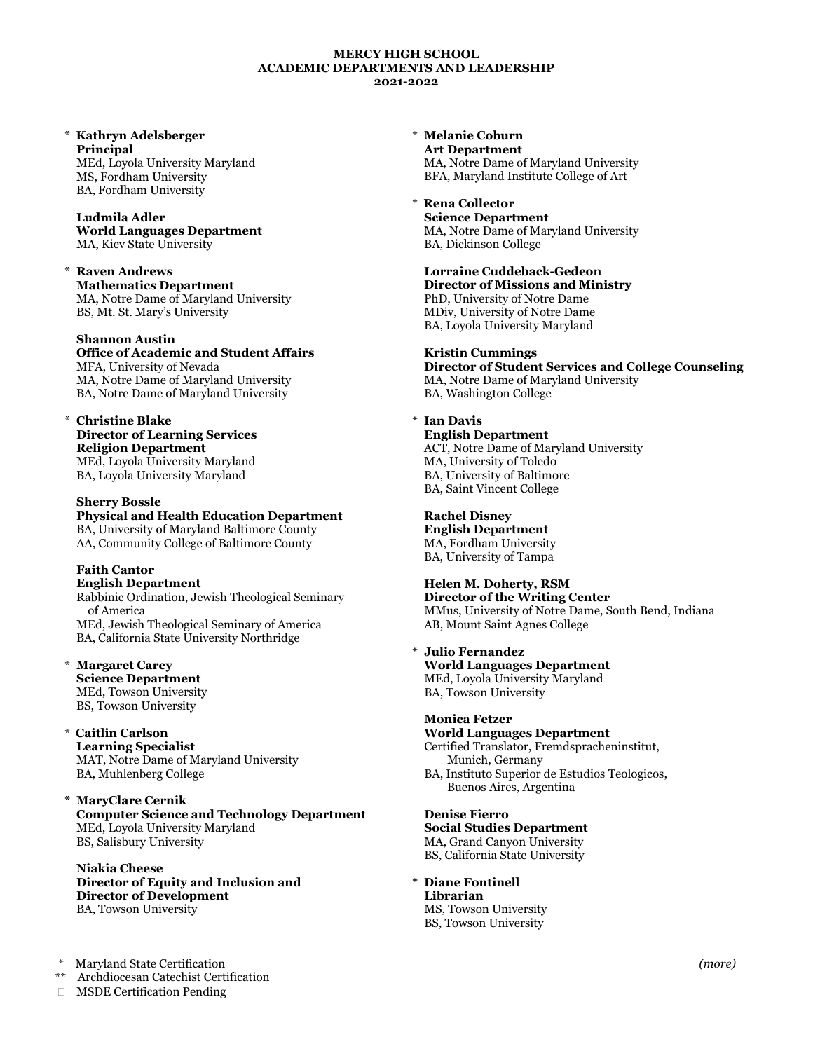**MERCY HIGH SCHOOL**
**ACADEMIC DEPARTMENTS AND LEADERSHIP**
**2021-2022**

\* **Kathryn Adelsberger**
**Principal**
MEd, Loyola University Maryland
MS, Fordham University
BA, Fordham University

**Ludmila Adler**
**World Languages Department**
MA, Kiev State University

\* **Raven Andrews**
**Mathematics Department**
MA, Notre Dame of Maryland University
BS, Mt. St. Mary's University

**Shannon Austin**
**Office of Academic and Student Affairs**
MFA, University of Nevada
MA, Notre Dame of Maryland University
BA, Notre Dame of Maryland University

\* **Christine Blake**
**Director of Learning Services**
**Religion Department**
MEd, Loyola University Maryland
BA, Loyola University Maryland

**Sherry Bossle**
**Physical and Health Education Department**
BA, University of Maryland Baltimore County
AA, Community College of Baltimore County

**Faith Cantor**
**English Department**
Rabbinic Ordination, Jewish Theological Seminary of America
MEd, Jewish Theological Seminary of America
BA, California State University Northridge

\* **Margaret Carey**
**Science Department**
MEd, Towson University
BS, Towson University

\* **Caitlin Carlson**
**Learning Specialist**
MAT, Notre Dame of Maryland University
BA, Muhlenberg College

\* **MaryClare Cernik**
**Computer Science and Technology Department**
MEd, Loyola University Maryland
BS, Salisbury University

**Niakia Cheese**
**Director of Equity and Inclusion and Director of Development**
BA, Towson University

\* **Melanie Coburn**
**Art Department**
MA, Notre Dame of Maryland University
BFA, Maryland Institute College of Art

\* **Rena Collector**
**Science Department**
MA, Notre Dame of Maryland University
BA, Dickinson College

**Lorraine Cuddeback-Gedeon**
**Director of Missions and Ministry**
PhD, University of Notre Dame
MDiv, University of Notre Dame
BA, Loyola University Maryland

**Kristin Cummings**
**Director of Student Services and College Counseling**
MA, Notre Dame of Maryland University
BA, Washington College

\* **Ian Davis**
**English Department**
ACT, Notre Dame of Maryland University
MA, University of Toledo
BA, University of Baltimore
BA, Saint Vincent College

**Rachel Disney**
**English Department**
MA, Fordham University
BA, University of Tampa

**Helen M. Doherty, RSM**
**Director of the Writing Center**
MMus, University of Notre Dame, South Bend, Indiana
AB, Mount Saint Agnes College

\* **Julio Fernandez**
**World Languages Department**
MEd, Loyola University Maryland
BA, Towson University

**Monica Fetzer**
**World Languages Department**
Certified Translator, Fremdspracheninstitut, Munich, Germany
BA, Instituto Superior de Estudios Teologicos, Buenos Aires, Argentina

**Denise Fierro**
**Social Studies Department**
MA, Grand Canyon University
BS, California State University

\* **Diane Fontinell**
**Librarian**
MS, Towson University
BS, Towson University

\* Maryland State Certification
\*\* Archdiocesan Catechist Certification
 MSDE Certification Pending

*(more)*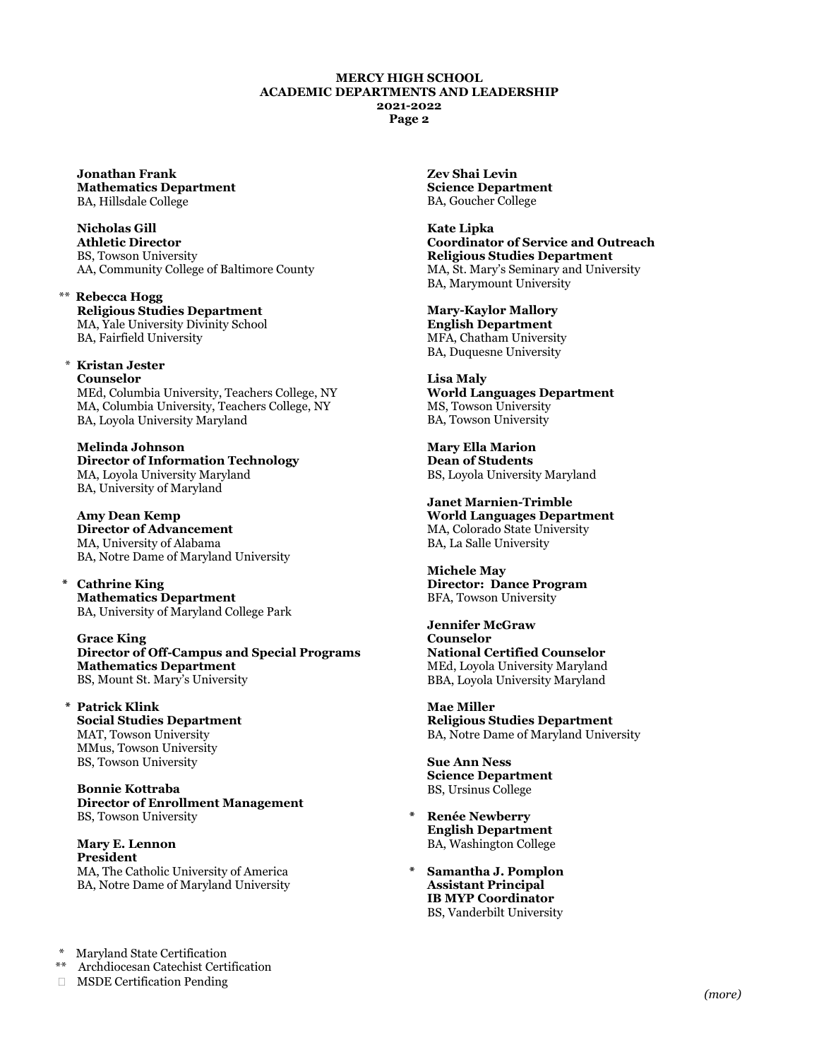**MERCY HIGH SCHOOL**
**ACADEMIC DEPARTMENTS AND LEADERSHIP**
**2021-2022**
**Page 2**

**Jonathan Frank**
**Mathematics Department**
BA, Hillsdale College

**Nicholas Gill**
**Athletic Director**
BS, Towson University
AA, Community College of Baltimore County

** **Rebecca Hogg**
**Religious Studies Department**
MA, Yale University Divinity School
BA, Fairfield University

* **Kristan Jester**
**Counselor**
MEd, Columbia University, Teachers College, NY
MA, Columbia University, Teachers College, NY
BA, Loyola University Maryland

**Melinda Johnson**
**Director of Information Technology**
MA, Loyola University Maryland
BA, University of Maryland

**Amy Dean Kemp**
**Director of Advancement**
MA, University of Alabama
BA, Notre Dame of Maryland University

* **Cathrine King**
**Mathematics Department**
BA, University of Maryland College Park

**Grace King**
**Director of Off-Campus and Special Programs**
**Mathematics Department**
BS, Mount St. Mary's University

* **Patrick Klink**
**Social Studies Department**
MAT, Towson University
MMus, Towson University
BS, Towson University

**Bonnie Kottraba**
**Director of Enrollment Management**
BS, Towson University

**Mary E. Lennon**
**President**
MA, The Catholic University of America
BA, Notre Dame of Maryland University

**Zev Shai Levin**
**Science Department**
BA, Goucher College

**Kate Lipka**
**Coordinator of Service and Outreach**
**Religious Studies Department**
MA, St. Mary's Seminary and University
BA, Marymount University

**Mary-Kaylor Mallory**
**English Department**
MFA, Chatham University
BA, Duquesne University

**Lisa Maly**
**World Languages Department**
MS, Towson University
BA, Towson University

**Mary Ella Marion**
**Dean of Students**
BS, Loyola University Maryland

**Janet Marnien-Trimble**
**World Languages Department**
MA, Colorado State University
BA, La Salle University

**Michele May**
**Director: Dance Program**
BFA, Towson University

**Jennifer McGraw**
**Counselor**
**National Certified Counselor**
MEd, Loyola University Maryland
BBA, Loyola University Maryland

**Mae Miller**
**Religious Studies Department**
BA, Notre Dame of Maryland University

**Sue Ann Ness**
**Science Department**
BS, Ursinus College

* **Renée Newberry**
**English Department**
BA, Washington College

* **Samantha J. Pomplon**
**Assistant Principal**
**IB MYP Coordinator**
BS, Vanderbilt University

\* Maryland State Certification
\*\* Archdiocesan Catechist Certification
MSDE Certification Pending

*(more)*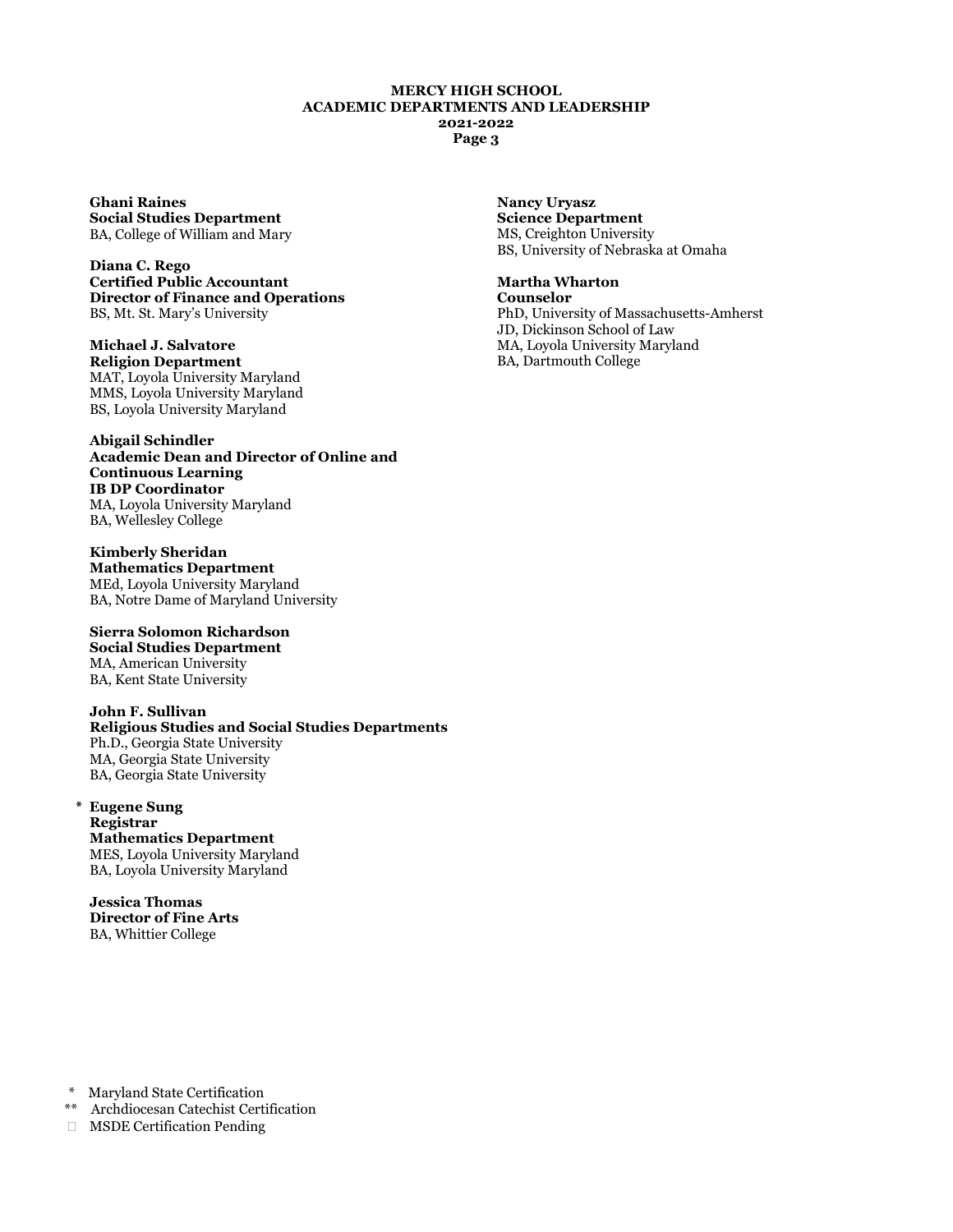**MERCY HIGH SCHOOL**
**ACADEMIC DEPARTMENTS AND LEADERSHIP**
**2021-2022**
**Page 3**

**Ghani Raines**
**Social Studies Department**
BA, College of William and Mary

**Diana C. Rego**
**Certified Public Accountant**
**Director of Finance and Operations**
BS, Mt. St. Mary's University

**Michael J. Salvatore**
**Religion Department**
MAT, Loyola University Maryland
MMS, Loyola University Maryland
BS, Loyola University Maryland

**Abigail Schindler**
**Academic Dean and Director of Online and Continuous Learning**
**IB DP Coordinator**
MA, Loyola University Maryland
BA, Wellesley College

**Kimberly Sheridan**
**Mathematics Department**
MEd, Loyola University Maryland
BA, Notre Dame of Maryland University

**Sierra Solomon Richardson**
**Social Studies Department**
MA, American University
BA, Kent State University

**John F. Sullivan**
**Religious Studies and Social Studies Departments**
Ph.D., Georgia State University
MA, Georgia State University
BA, Georgia State University

\* **Eugene Sung**
**Registrar**
**Mathematics Department**
MES, Loyola University Maryland
BA, Loyola University Maryland

**Jessica Thomas**
**Director of Fine Arts**
BA, Whittier College

**Nancy Uryasz**
**Science Department**
MS, Creighton University
BS, University of Nebraska at Omaha

**Martha Wharton**
**Counselor**
PhD, University of Massachusetts-Amherst
JD, Dickinson School of Law
MA, Loyola University Maryland
BA, Dartmouth College

\* Maryland State Certification
\** Archdiocesan Catechist Certification
 MSDE Certification Pending